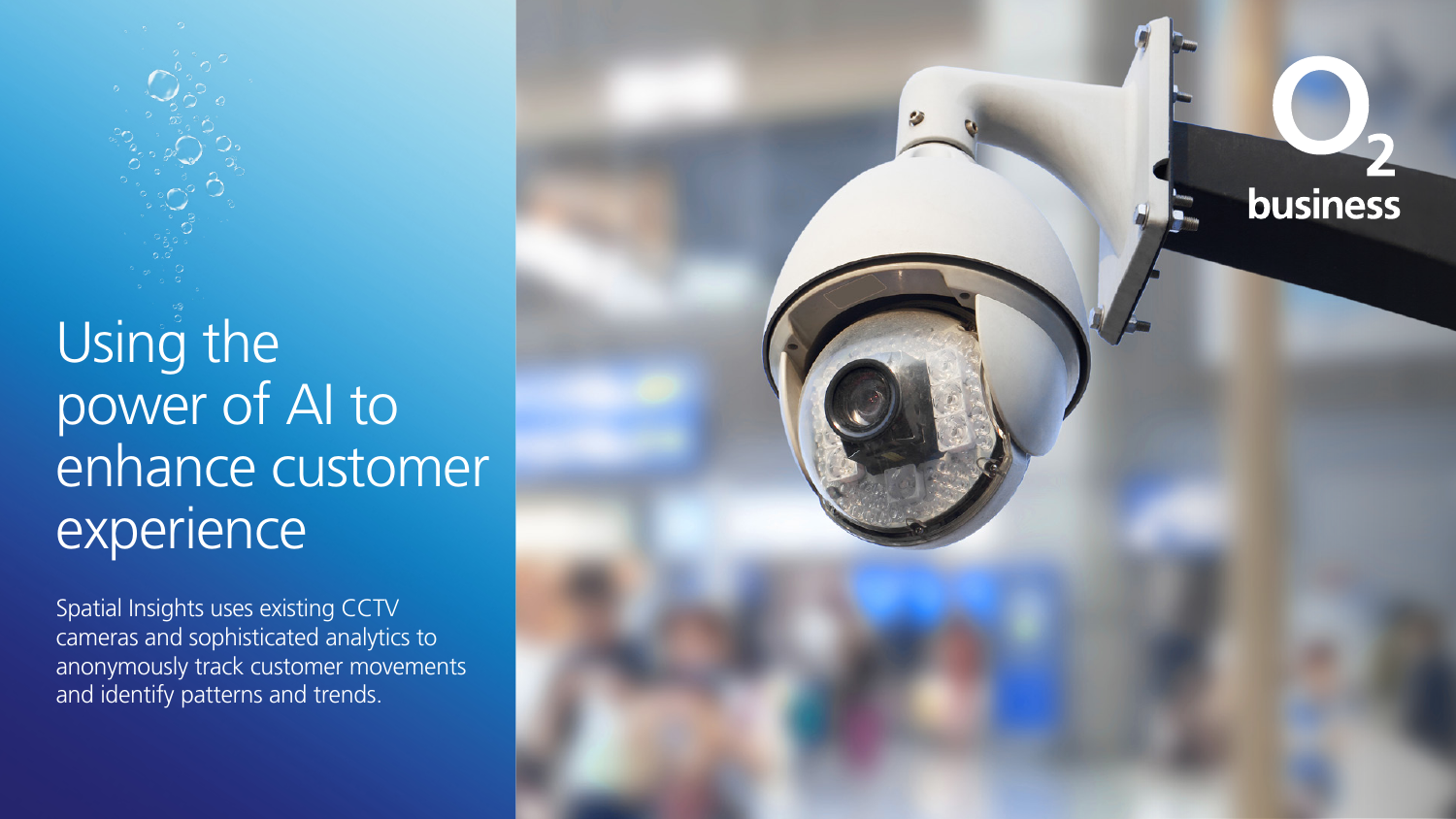# Using the power of AI to enhance customer experience

Spatial Insights uses existing CCTV cameras and sophisticated analytics to anonymously track customer movements and identify patterns and trends.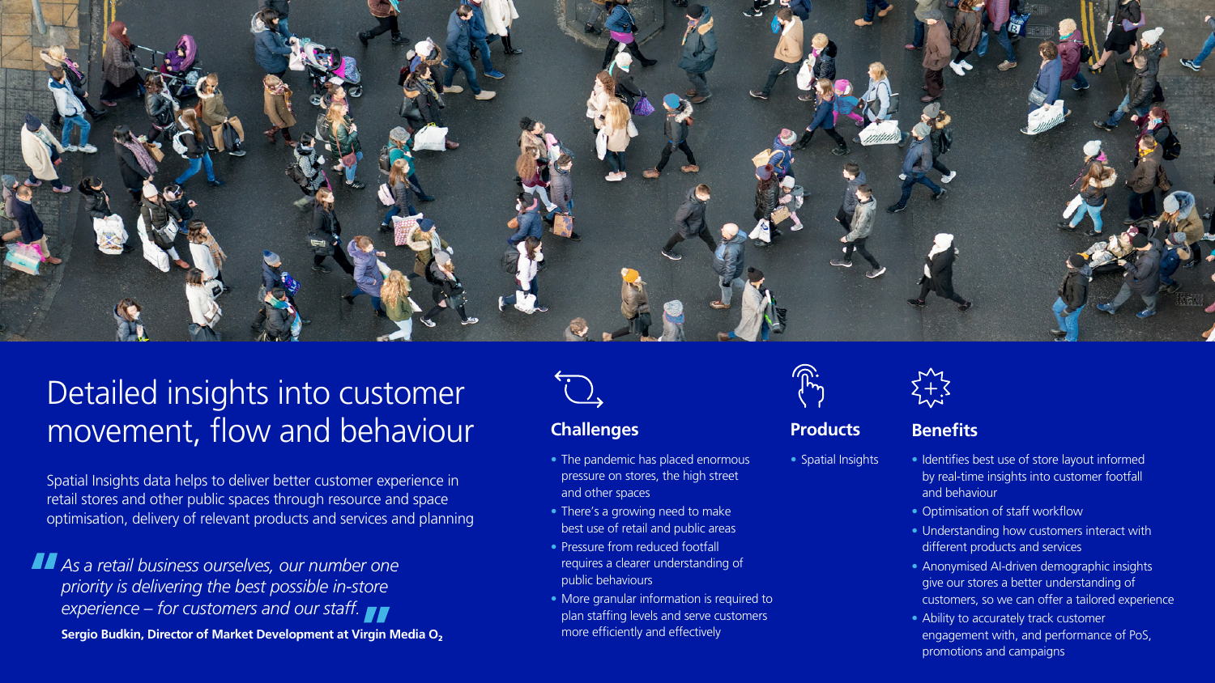# Detailed insights into customer movement, flow and behaviour

Spatial Insights data helps to deliver better customer experience in retail stores and other public spaces through resource and space optimisation, delivery of relevant products and services and planning

> *As a retail business ourselves, our number one priority is delivering the best possible in-store experience – for customers and our staff.*
>
> **Sergio Budkin, Director of Market Development at Virgin Media $O_2$**

## Challenges

- The pandemic has placed enormous pressure on stores, the high street and other spaces
- There's a growing need to make best use of retail and public areas
- Pressure from reduced footfall requires a clearer understanding of public behaviours
- More granular information is required to plan staffing levels and serve customers more efficiently and effectively

## Products

- Spatial Insights

## Benefits

- Identifies best use of store layout informed by real-time insights into customer footfall and behaviour
- Optimisation of staff workflow
- Understanding how customers interact with different products and services
- Anonymised AI-driven demographic insights give our stores a better understanding of customers, so we can offer a tailored experience
- Ability to accurately track customer engagement with, and performance of PoS, promotions and campaigns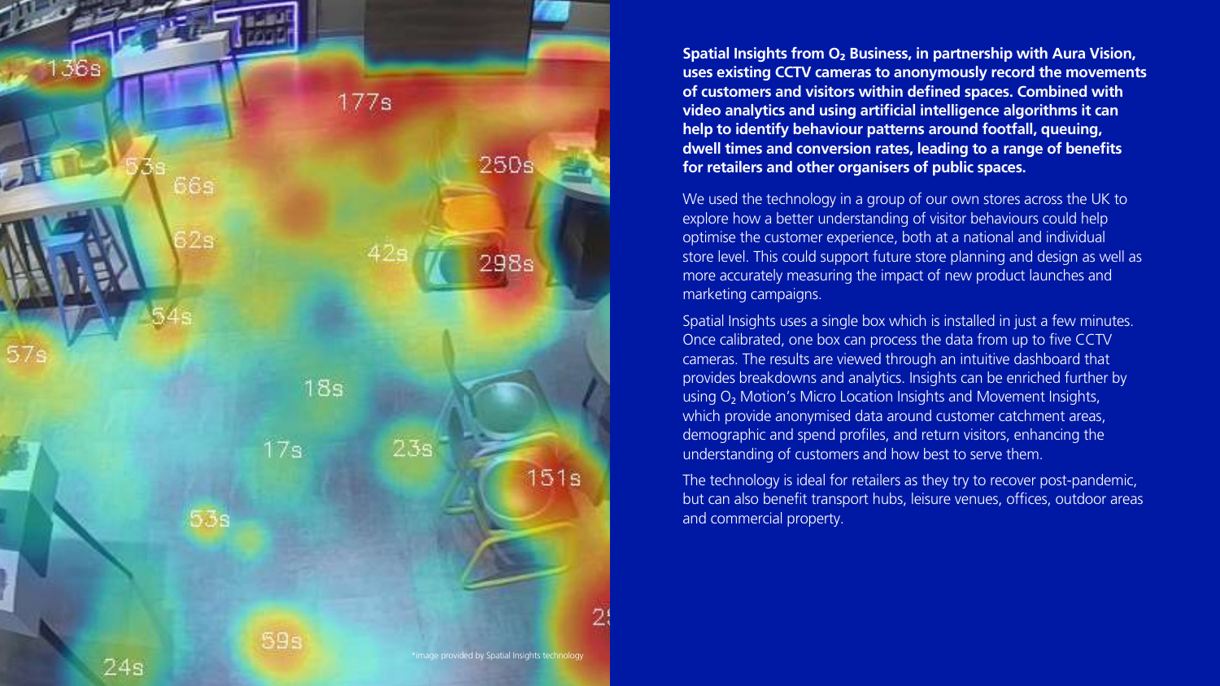**Spatial Insights from $O_2$ Business, in partnership with Aura Vision, uses existing CCTV cameras to anonymously record the movements of customers and visitors within defined spaces. Combined with video analytics and using artificial intelligence algorithms it can help to identify behaviour patterns around footfall, queuing, dwell times and conversion rates, leading to a range of benefits for retailers and other organisers of public spaces.**

We used the technology in a group of our own stores across the UK to explore how a better understanding of visitor behaviours could help optimise the customer experience, both at a national and individual store level. This could support future store planning and design as well as more accurately measuring the impact of new product launches and marketing campaigns.

Spatial Insights uses a single box which is installed in just a few minutes. Once calibrated, one box can process the data from up to five CCTV cameras. The results are viewed through an intuitive dashboard that provides breakdowns and analytics. Insights can be enriched further by using $O_2$ Motion's Micro Location Insights and Movement Insights, which provide anonymised data around customer catchment areas, demographic and spend profiles, and return visitors, enhancing the understanding of customers and how best to serve them.

The technology is ideal for retailers as they try to recover post-pandemic, but can also benefit transport hubs, leisure venues, offices, outdoor areas and commercial property.

*image provided by Spatial Insights technology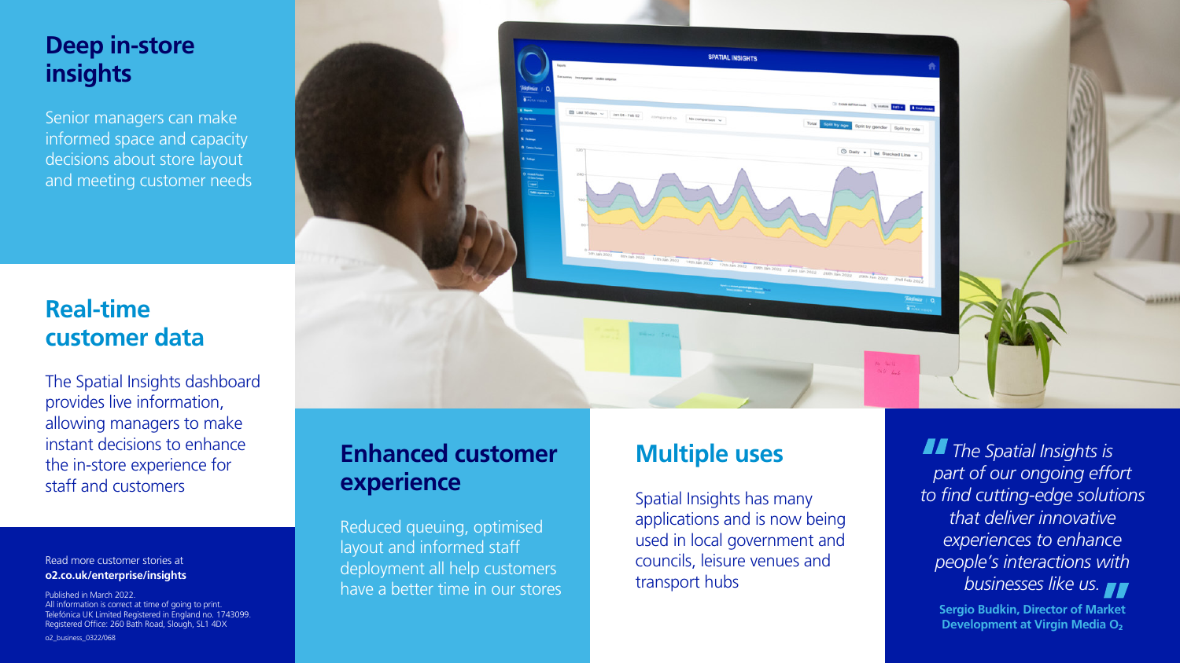## Deep in-store insights

Senior managers can make informed space and capacity decisions about store layout and meeting customer needs

## Real-time customer data

The Spatial Insights dashboard provides live information, allowing managers to make instant decisions to enhance the in-store experience for staff and customers

Read more customer stories at
**o2.co.uk/enterprise/insights**

Published in March 2022.
All information is correct at time of going to print.
Telefónica UK Limited Registered in England no. 1743099.
Registered Office: 260 Bath Road, Slough, SL1 4DX

o2_business_0322/068

## Enhanced customer experience

Reduced queuing, optimised layout and informed staff deployment all help customers have a better time in our stores

## Multiple uses

Spatial Insights has many applications and is now being used in local government and councils, leisure venues and transport hubs

*"The Spatial Insights is part of our ongoing effort to find cutting-edge solutions that deliver innovative experiences to enhance people's interactions with businesses like us."*

**Sergio Budkin, Director of Market Development at Virgin Media $O_2$**